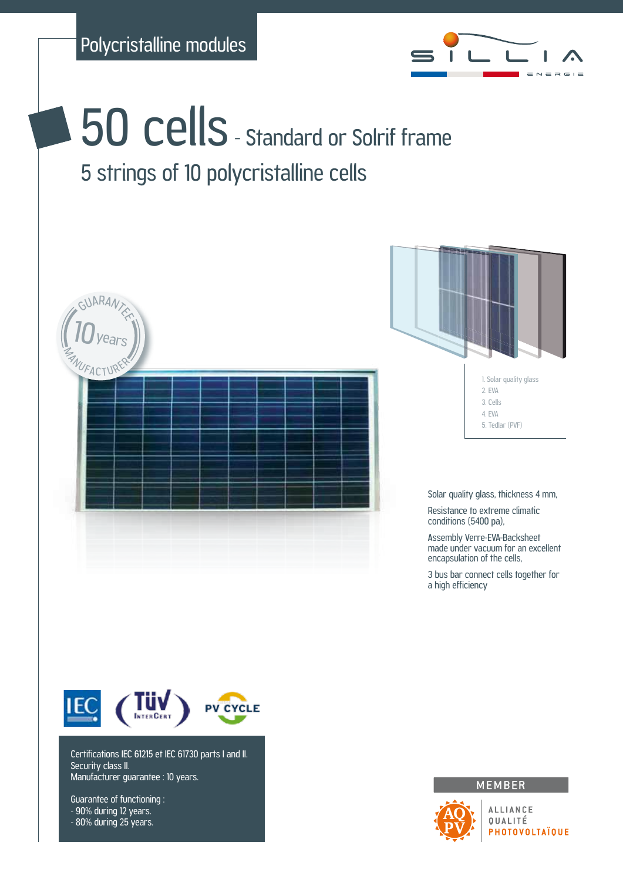Polycristalline modules

# 50 cells - Standard or Solrif frame

## 5 strings of 10 polycristalline cells

GUARANTEE 10 years MANUFACTURER

1. Solar quality glass
2. EVA
3. Cells
4. EVA
5. Tedlar (PVF)

Solar quality glass, thickness 4 mm,

Resistance to extreme climatic conditions (5400 pa),

Assembly Verre-EVA-Backsheet made under vacuum for an excellent encapsulation of the cells,

3 bus bar connect cells together for a high efficiency

Certifications IEC 61215 et IEC 61730 parts I and II.
Security class II.
Manufacturer guarantee : 10 years.

Guarantee of functioning :
- 90% during 12 years.
- 80% during 25 years.

MEMBER

ALLIANCE QUALITÉ PHOTOVOLTAÏQUE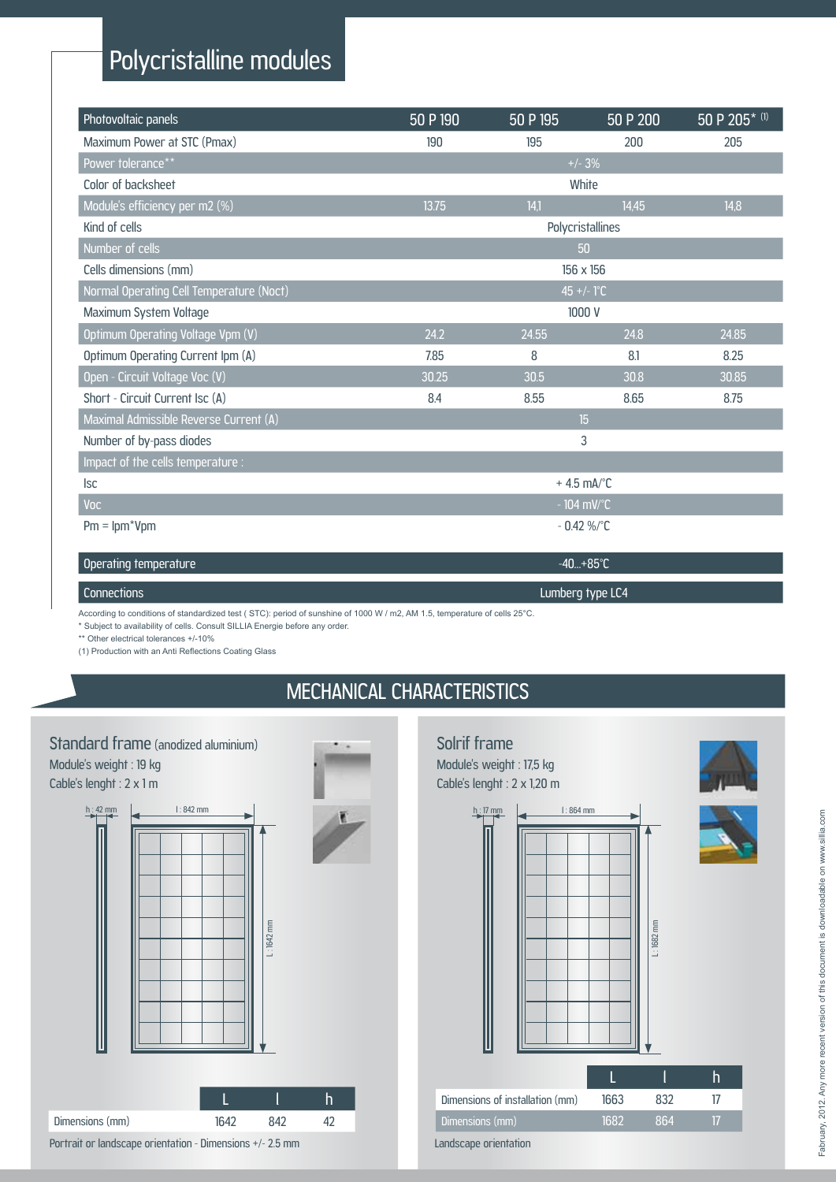# Polycristalline modules

| Photovoltaic panels | 50 P 190 | 50 P 195 | 50 P 200 | 50 P 205* (1) |
|---|---|---|---|---|
| Maximum Power at STC (Pmax) | 190 | 195 | 200 | 205 |
| Power tolerance** | +/- 3% | | | |
| Color of backsheet | White | | | |
| Module's efficiency per m2 (%) | 13.75 | 14,1 | 14,45 | 14,8 |
| Kind of cells | Polycristallines | | | |
| Number of cells | 50 | | | |
| Cells dimensions (mm) | 156 x 156 | | | |
| Normal Operating Cell Temperature (Noct) | 45 +/- 1°C | | | |
| Maximum System Voltage | 1000 V | | | |
| Optimum Operating Voltage Vpm (V) | 24.2 | 24.55 | 24.8 | 24.85 |
| Optimum Operating Current Ipm (A) | 7.85 | 8 | 8.1 | 8.25 |
| Open - Circuit Voltage Voc (V) | 30.25 | 30.5 | 30.8 | 30.85 |
| Short - Circuit Current Isc (A) | 8.4 | 8.55 | 8.65 | 8.75 |
| Maximal Admissible Reverse Current (A) | 15 | | | |
| Number of by-pass diodes | 3 | | | |
| Impact of the cells temperature : | | | | |
| Isc | + 4.5 mA/°C | | | |
| Voc | - 104 mV/°C | | | |
| Pm = Ipm*Vpm | - 0.42 %/°C | | | |
| Operating temperature | -40...+85°C | | | |
| Connections | Lumberg type LC4 | | | |

According to conditions of standardized test ( STC): period of sunshine of 1000 W / m2, AM 1.5, temperature of cells 25°C.

* Subject to availability of cells. Consult SILLIA Energie before any order.

** Other electrical tolerances +/-10%

(1) Production with an Anti Reflections Coating Glass

## MECHANICAL CHARACTERISTICS

### Standard frame (anodized aluminium)

Module's weight : 19 kg

Cable's lenght : 2 x 1 m

h : 42 mm

l : 842 mm

L : 1642 mm

| | L | l | h |
|---|---|---|---|
| Dimensions (mm) | 1642 | 842 | 42 |

Portrait or landscape orientation - Dimensions +/- 2.5 mm

### Solrif frame

Module's weight : 17,5 kg

Cable's lenght : 2 x 1,20 m

h : 17 mm

l : 864 mm

L : 1682 mm

| | L | l | h |
|---|---|---|---|
| Dimensions of installation (mm) | 1663 | 832 | 17 |
| Dimensions (mm) | 1682 | 864 | 17 |

Landscape orientation

February, 2012. Any more recent version of this document is downloadable on www.sillia.com